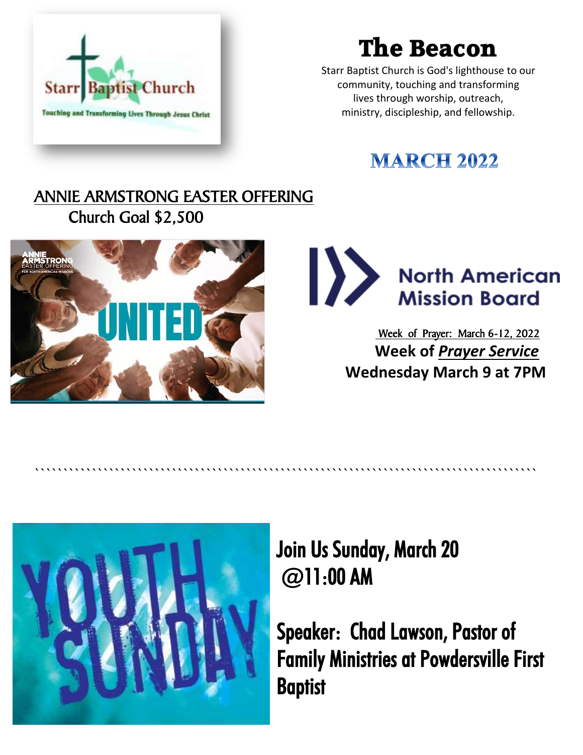# The Beacon

Starr Baptist Church is God's lighthouse to our community, touching and transforming lives through worship, outreach, ministry, discipleship, and fellowship.

## MARCH 2022

## ANNIE ARMSTRONG EASTER OFFERING

Church Goal $2,500

Week of Prayer: March 6-12, 2022

**Week of *Prayer Service***

**Wednesday March 9 at 7PM**

---

## Join Us Sunday, March 20 @11:00 AM

## Speaker: Chad Lawson, Pastor of Family Ministries at Powdersville First Baptist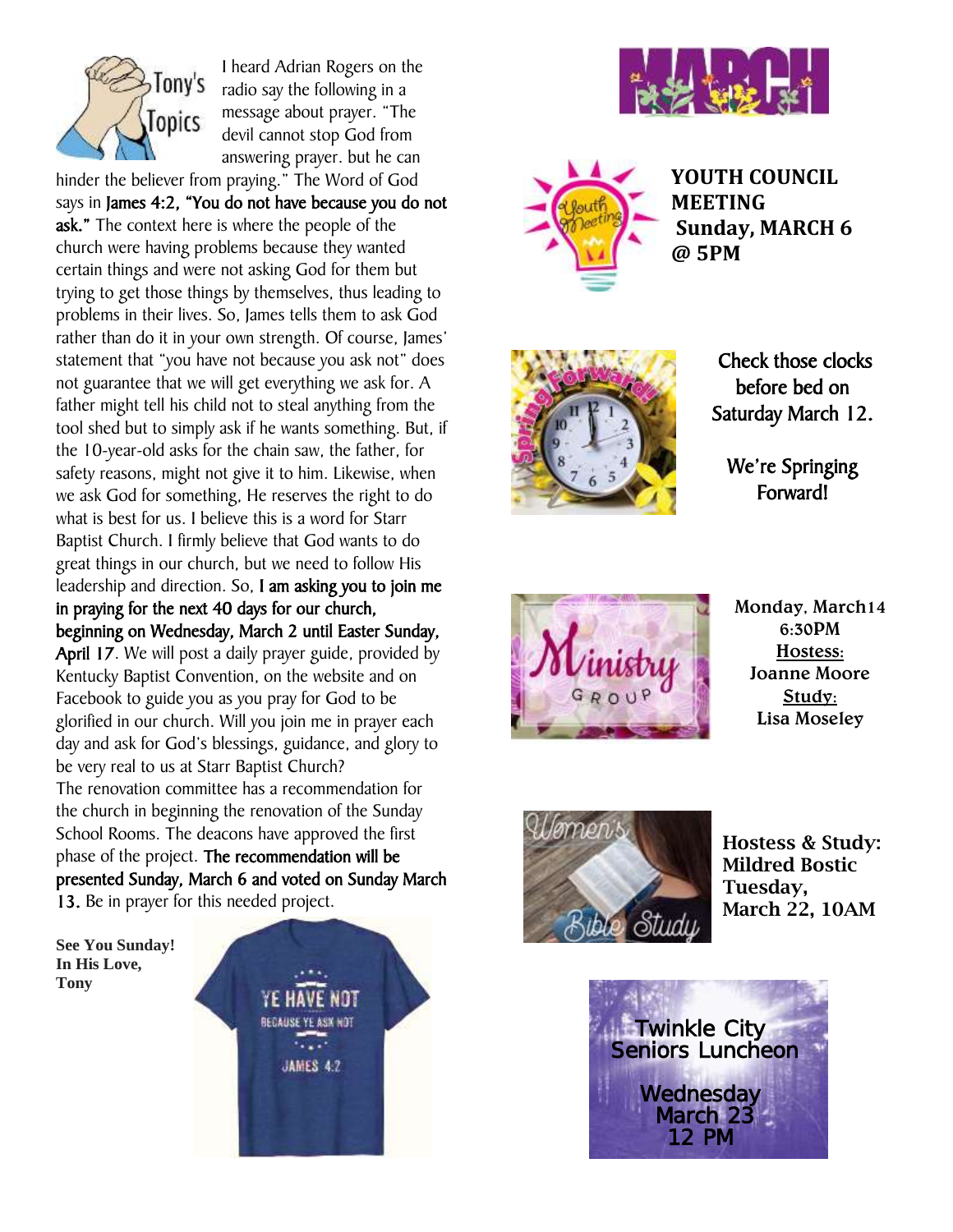## Tony's Topics

I heard Adrian Rogers on the radio say the following in a message about prayer. "The devil cannot stop God from answering prayer. but he can hinder the believer from praying." The Word of God says in **James 4:2, "You do not have because you do not ask."** The context here is where the people of the church were having problems because they wanted certain things and were not asking God for them but trying to get those things by themselves, thus leading to problems in their lives. So, James tells them to ask God rather than do it in your own strength. Of course, James' statement that "you have not because you ask not" does not guarantee that we will get everything we ask for. A father might tell his child not to steal anything from the tool shed but to simply ask if he wants something. But, if the 10-year-old asks for the chain saw, the father, for safety reasons, might not give it to him. Likewise, when we ask God for something, He reserves the right to do what is best for us. I believe this is a word for Starr Baptist Church. I firmly believe that God wants to do great things in our church, but we need to follow His leadership and direction. So, **I am asking you to join me in praying for the next 40 days for our church, beginning on Wednesday, March 2 until Easter Sunday, April 17**. We will post a daily prayer guide, provided by Kentucky Baptist Convention, on the website and on Facebook to guide you as you pray for God to be glorified in our church. Will you join me in prayer each day and ask for God's blessings, guidance, and glory to be very real to us at Starr Baptist Church?

The renovation committee has a recommendation for the church in beginning the renovation of the Sunday School Rooms. The deacons have approved the first phase of the project. **The recommendation will be presented Sunday, March 6 and voted on Sunday March 13.** Be in prayer for this needed project.

**See You Sunday!**
**In His Love,**
**Tony**

YE HAVE NOT BECAUSE YE ASK NOT JAMES 4:2

# MARCH

**YOUTH COUNCIL MEETING**
**Sunday, MARCH 6 @ 5PM**

Check those clocks before bed on Saturday March 12.

We're Springing Forward!

**Ministry Group**

Monday, March 14
6:30PM
Hostess:
Joanne Moore
Study:
Lisa Moseley

**Women's Bible Study**

**Hostess & Study: Mildred Bostic**
**Tuesday, March 22, 10AM**

Twinkle City Seniors Luncheon

Wednesday March 23
12 PM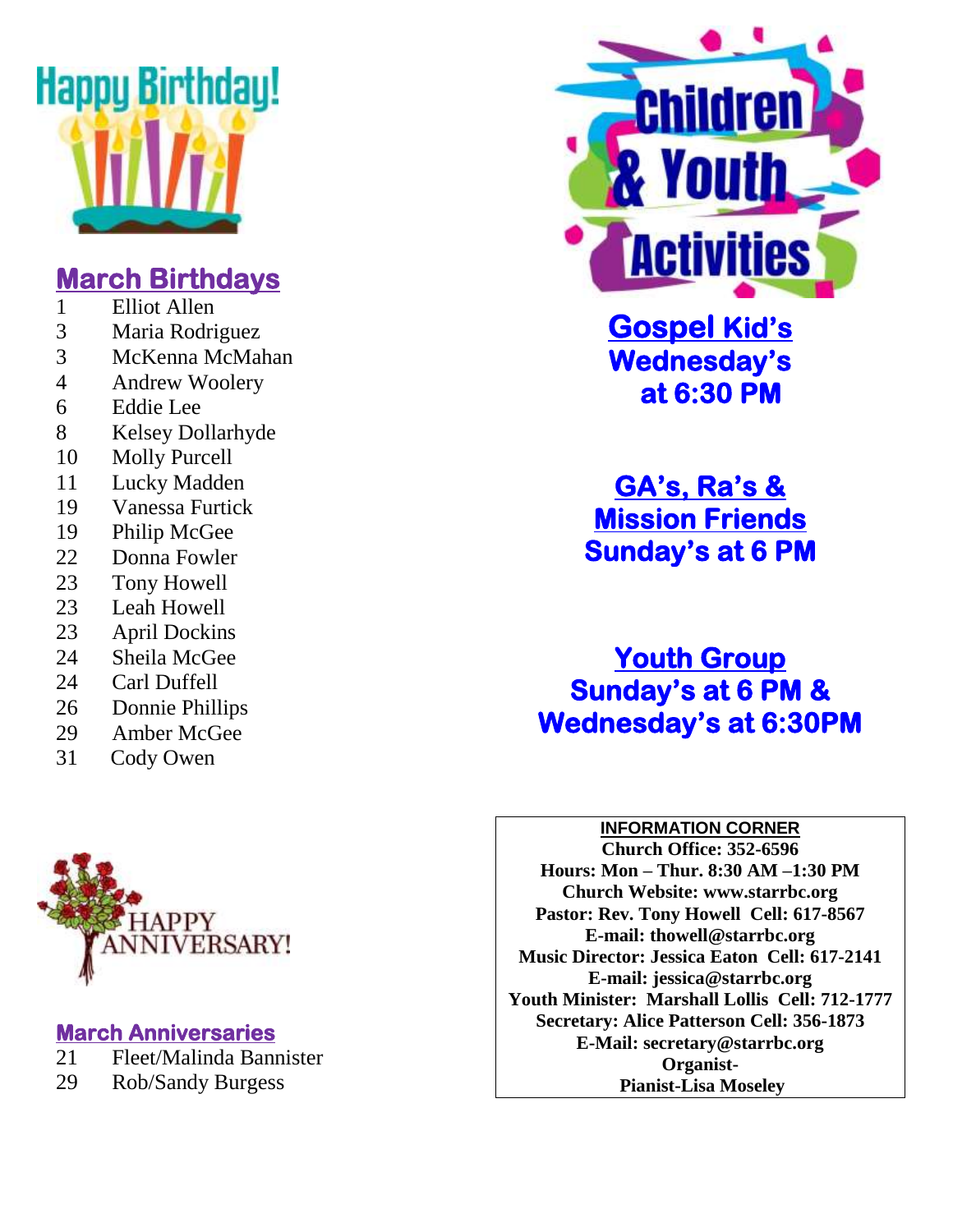Happy Birthday!

## March Birthdays

1 Elliot Allen
3 Maria Rodriguez
3 McKenna McMahan
4 Andrew Woolery
6 Eddie Lee
8 Kelsey Dollarhyde
10 Molly Purcell
11 Lucky Madden
19 Vanessa Furtick
19 Philip McGee
22 Donna Fowler
23 Tony Howell
23 Leah Howell
23 April Dockins
24 Sheila McGee
24 Carl Duffell
26 Donnie Phillips
29 Amber McGee
31 Cody Owen

HAPPY ANNIVERSARY!

## March Anniversaries

21 Fleet/Malinda Bannister
29 Rob/Sandy Burgess

# Children & Youth Activities

**Gospel Kid's**
**Wednesday's at 6:30 PM**

**GA's, Ra's & Mission Friends**
**Sunday's at 6 PM**

**Youth Group**
**Sunday's at 6 PM & Wednesday's at 6:30PM**

**INFORMATION CORNER**
**Church Office: 352-6596**
**Hours: Mon – Thur. 8:30 AM –1:30 PM**
**Church Website: www.starrbc.org**
**Pastor: Rev. Tony Howell Cell: 617-8567**
**E-mail: thowell@starrbc.org**
**Music Director: Jessica Eaton Cell: 617-2141**
**E-mail: jessica@starrbc.org**
**Youth Minister: Marshall Lollis Cell: 712-1777**
**Secretary: Alice Patterson Cell: 356-1873**
**E-Mail: secretary@starrbc.org**
**Organist-**
**Pianist-Lisa Moseley**